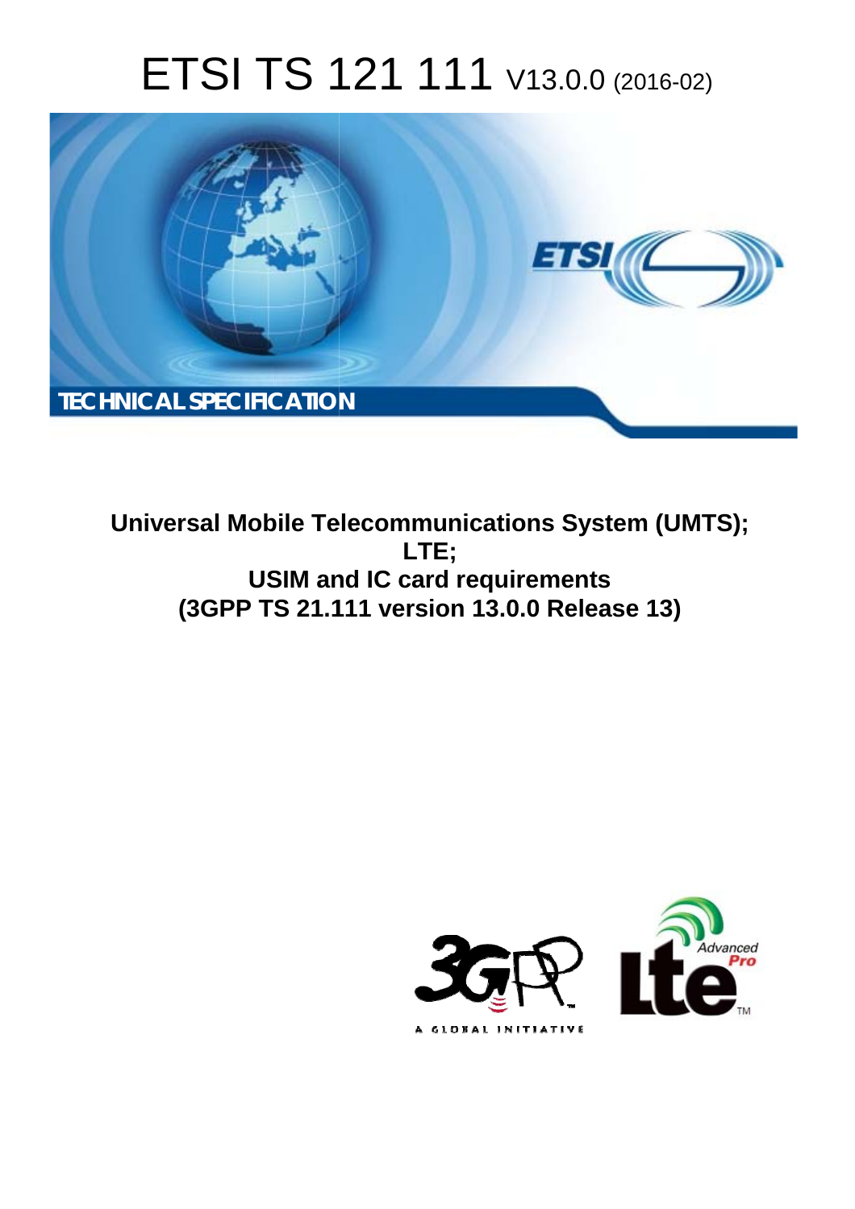# ETSI TS 121 111 V13.0.0 (2016-02)

**TECHNICAL SPECIFICATION**

**Universal Mobile Telecommunications System (UMTS); LTE; USIM and IC card requirements (3GPP TS 21.111 version 13.0.0 Release 13)**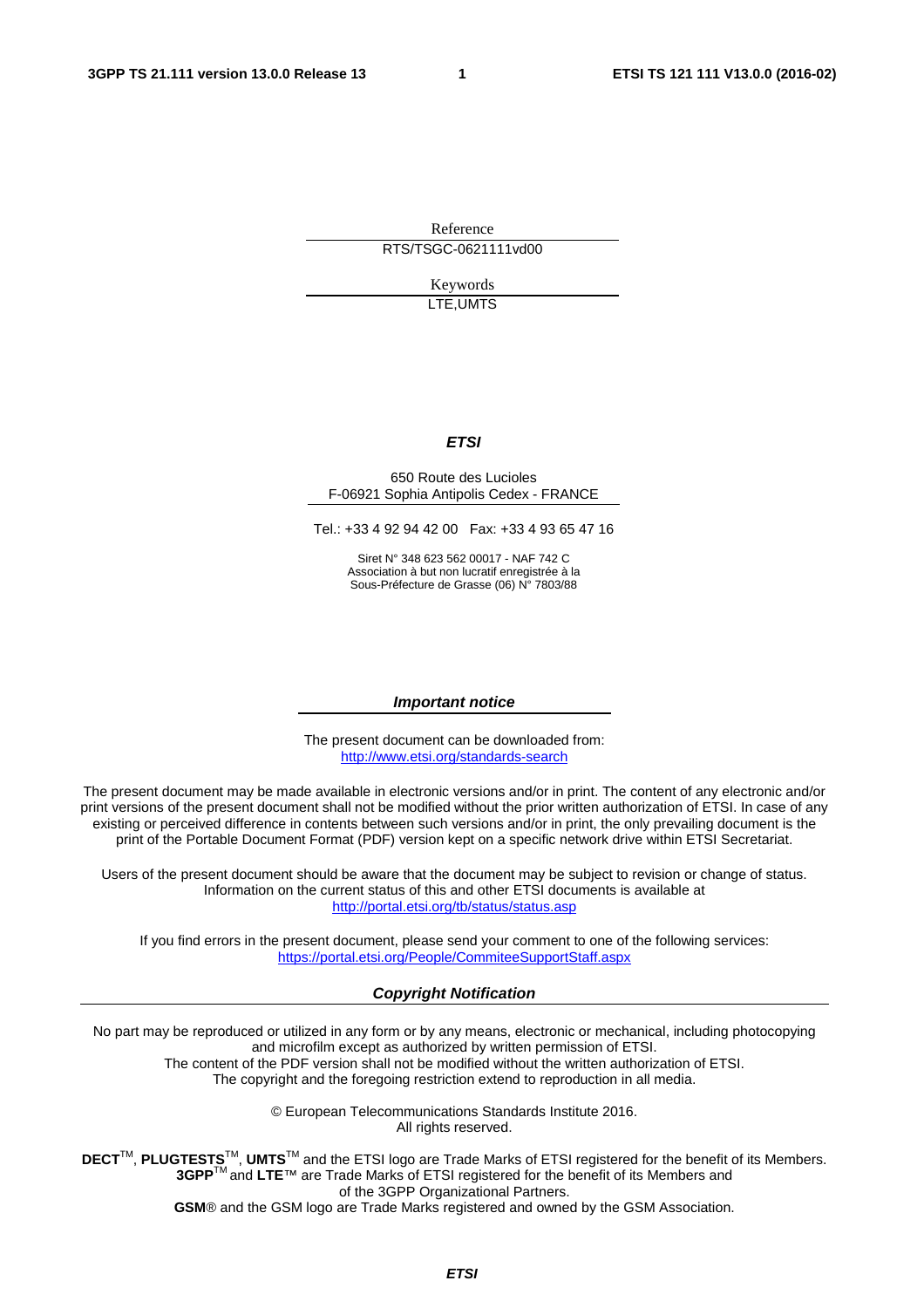Reference

RTS/TSGC-0621111vd00

Keywords

LTE,UMTS

***ETSI***

650 Route des Lucioles
F-06921 Sophia Antipolis Cedex - FRANCE

Tel.: +33 4 92 94 42 00 Fax: +33 4 93 65 47 16

Siret N° 348 623 562 00017 - NAF 742 C
Association à but non lucratif enregistrée à la
Sous-Préfecture de Grasse (06) N° 7803/88

***Important notice***

The present document can be downloaded from:
http://www.etsi.org/standards-search

The present document may be made available in electronic versions and/or in print. The content of any electronic and/or print versions of the present document shall not be modified without the prior written authorization of ETSI. In case of any existing or perceived difference in contents between such versions and/or in print, the only prevailing document is the print of the Portable Document Format (PDF) version kept on a specific network drive within ETSI Secretariat.

Users of the present document should be aware that the document may be subject to revision or change of status. Information on the current status of this and other ETSI documents is available at
http://portal.etsi.org/tb/status/status.asp

If you find errors in the present document, please send your comment to one of the following services:
https://portal.etsi.org/People/CommiteeSupportStaff.aspx

***Copyright Notification***

No part may be reproduced or utilized in any form or by any means, electronic or mechanical, including photocopying and microfilm except as authorized by written permission of ETSI.
The content of the PDF version shall not be modified without the written authorization of ETSI.
The copyright and the foregoing restriction extend to reproduction in all media.

© European Telecommunications Standards Institute 2016.
All rights reserved.

**DECT**™, **PLUGTESTS**™, **UMTS**™ and the ETSI logo are Trade Marks of ETSI registered for the benefit of its Members.
**3GPP**™ and **LTE**™ are Trade Marks of ETSI registered for the benefit of its Members and of the 3GPP Organizational Partners.
**GSM**® and the GSM logo are Trade Marks registered and owned by the GSM Association.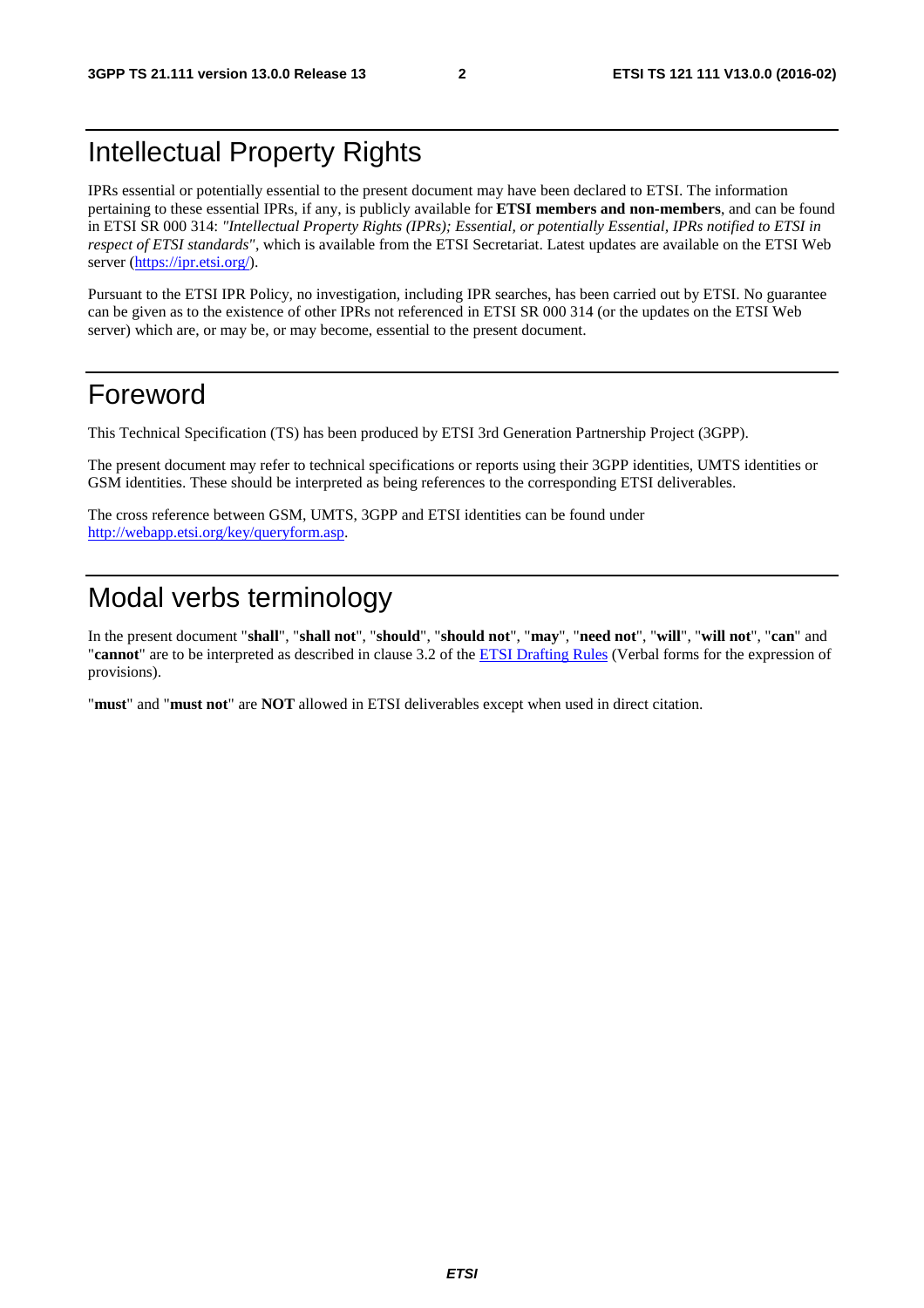# Intellectual Property Rights

IPRs essential or potentially essential to the present document may have been declared to ETSI. The information pertaining to these essential IPRs, if any, is publicly available for **ETSI members and non-members**, and can be found in ETSI SR 000 314: *"Intellectual Property Rights (IPRs); Essential, or potentially Essential, IPRs notified to ETSI in respect of ETSI standards"*, which is available from the ETSI Secretariat. Latest updates are available on the ETSI Web server (https://ipr.etsi.org/).

Pursuant to the ETSI IPR Policy, no investigation, including IPR searches, has been carried out by ETSI. No guarantee can be given as to the existence of other IPRs not referenced in ETSI SR 000 314 (or the updates on the ETSI Web server) which are, or may be, or may become, essential to the present document.

# Foreword

This Technical Specification (TS) has been produced by ETSI 3rd Generation Partnership Project (3GPP).

The present document may refer to technical specifications or reports using their 3GPP identities, UMTS identities or GSM identities. These should be interpreted as being references to the corresponding ETSI deliverables.

The cross reference between GSM, UMTS, 3GPP and ETSI identities can be found under http://webapp.etsi.org/key/queryform.asp.

# Modal verbs terminology

In the present document "**shall**", "**shall not**", "**should**", "**should not**", "**may**", "**need not**", "**will**", "**will not**", "**can**" and "**cannot**" are to be interpreted as described in clause 3.2 of the ETSI Drafting Rules (Verbal forms for the expression of provisions).

"**must**" and "**must not**" are **NOT** allowed in ETSI deliverables except when used in direct citation.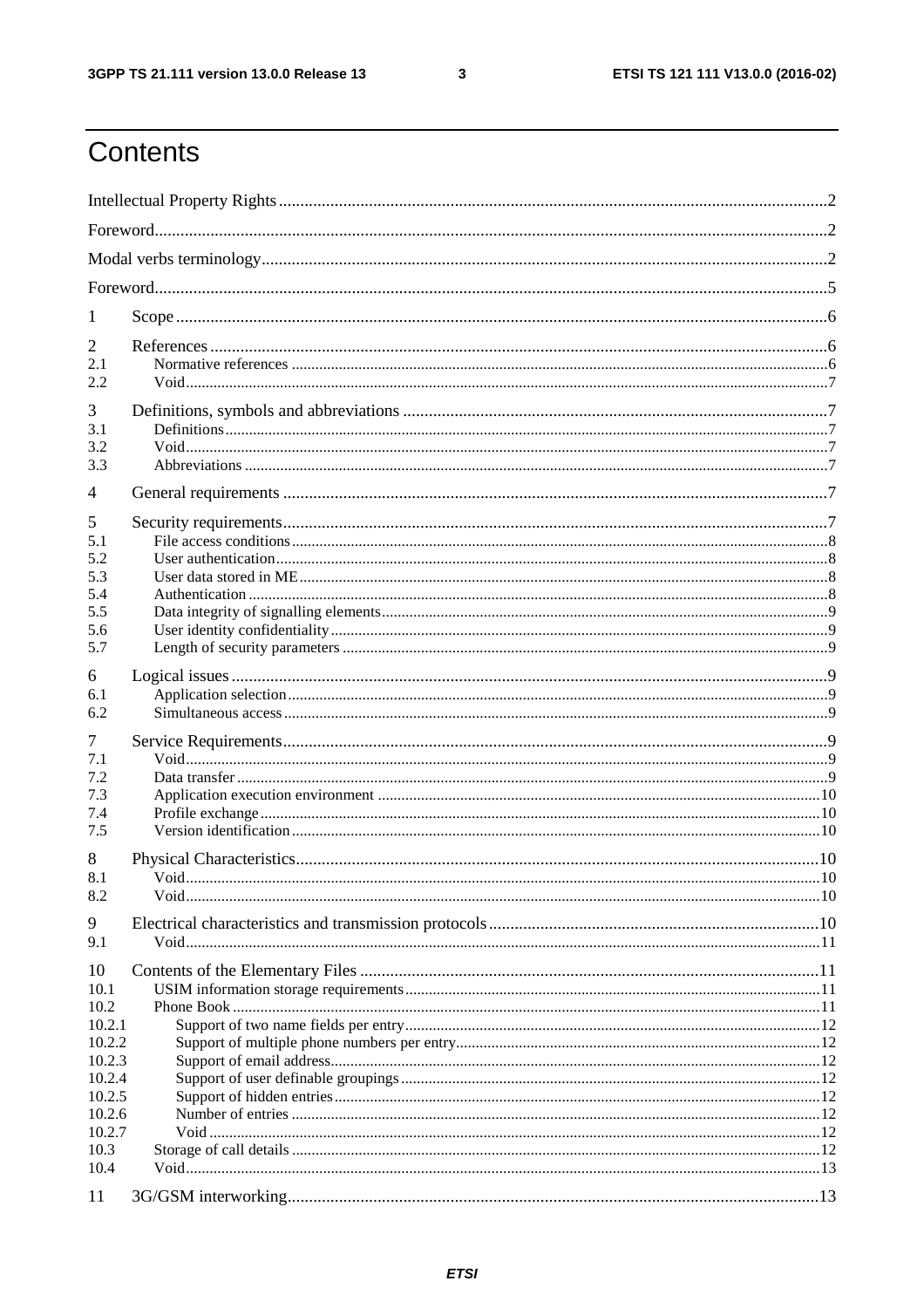# Contents

Intellectual Property Rights ..... 2

Foreword ..... 2

Modal verbs terminology ..... 2

Foreword ..... 5

1 Scope ..... 6

2 References ..... 6
- 2.1 Normative references ..... 6
- 2.2 Void ..... 7

3 Definitions, symbols and abbreviations ..... 7
- 3.1 Definitions ..... 7
- 3.2 Void ..... 7
- 3.3 Abbreviations ..... 7

4 General requirements ..... 7

5 Security requirements ..... 7
- 5.1 File access conditions ..... 8
- 5.2 User authentication ..... 8
- 5.3 User data stored in ME ..... 8
- 5.4 Authentication ..... 8
- 5.5 Data integrity of signalling elements ..... 9
- 5.6 User identity confidentiality ..... 9
- 5.7 Length of security parameters ..... 9

6 Logical issues ..... 9
- 6.1 Application selection ..... 9
- 6.2 Simultaneous access ..... 9

7 Service Requirements ..... 9
- 7.1 Void ..... 9
- 7.2 Data transfer ..... 9
- 7.3 Application execution environment ..... 10
- 7.4 Profile exchange ..... 10
- 7.5 Version identification ..... 10

8 Physical Characteristics ..... 10
- 8.1 Void ..... 10
- 8.2 Void ..... 10

9 Electrical characteristics and transmission protocols ..... 10
- 9.1 Void ..... 11

10 Contents of the Elementary Files ..... 11
- 10.1 USIM information storage requirements ..... 11
- 10.2 Phone Book ..... 11
  - 10.2.1 Support of two name fields per entry ..... 12
  - 10.2.2 Support of multiple phone numbers per entry ..... 12
  - 10.2.3 Support of email address ..... 12
  - 10.2.4 Support of user definable groupings ..... 12
  - 10.2.5 Support of hidden entries ..... 12
  - 10.2.6 Number of entries ..... 12
  - 10.2.7 Void ..... 12
- 10.3 Storage of call details ..... 12
- 10.4 Void ..... 13

11 3G/GSM interworking ..... 13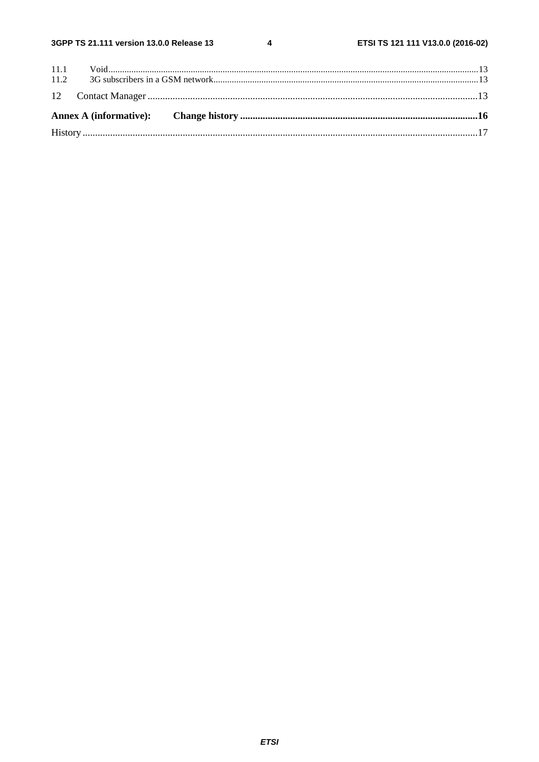11.1 Void ............................................................................................................................................................13

11.2 3G subscribers in a GSM network..........................................................................................................13

12 Contact Manager .........................................................................................................................................13

**Annex A (informative): Change history ..................................................................................................16**

History ...............................................................................................................................................................17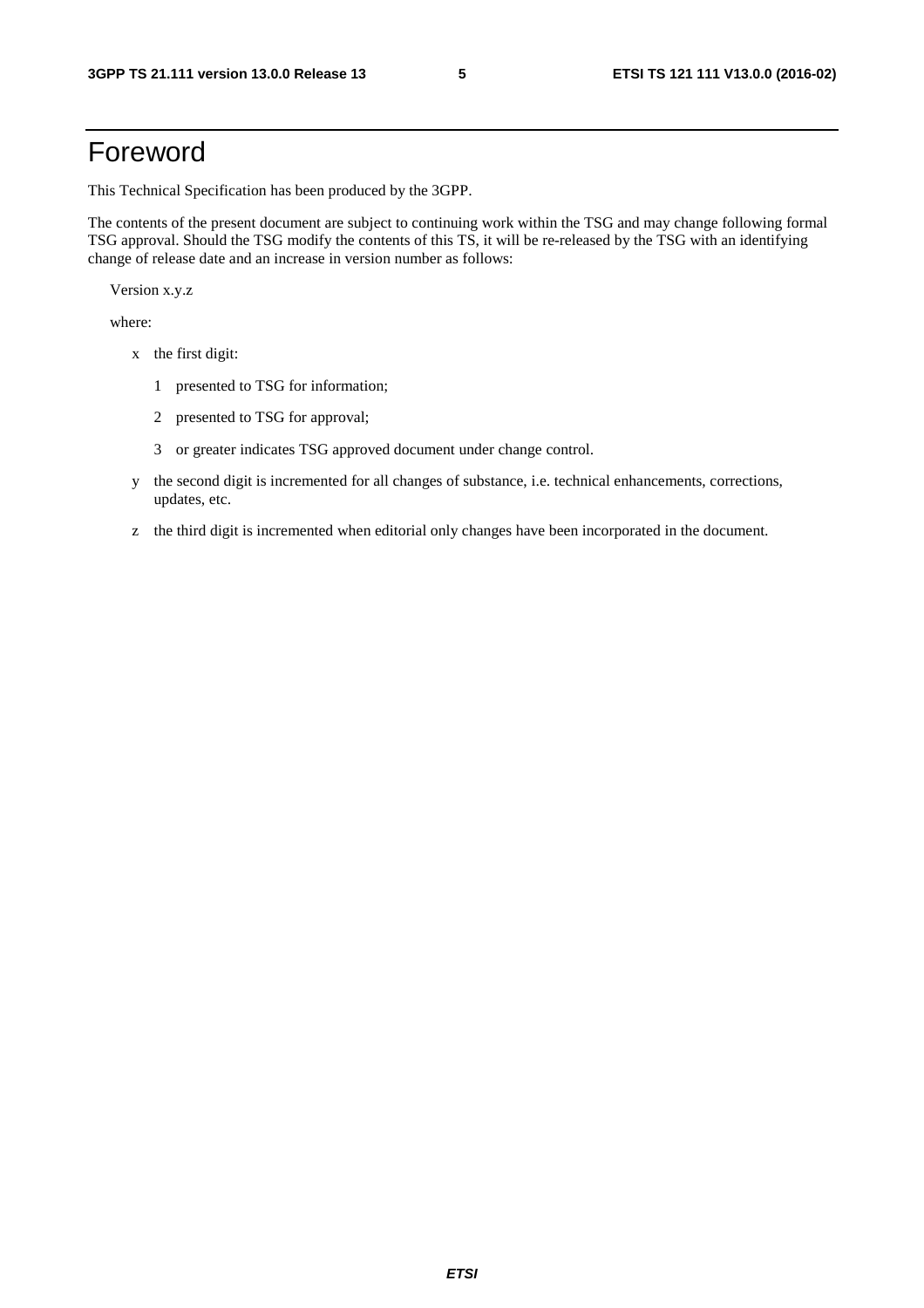# Foreword

This Technical Specification has been produced by the 3GPP.

The contents of the present document are subject to continuing work within the TSG and may change following formal TSG approval. Should the TSG modify the contents of this TS, it will be re-released by the TSG with an identifying change of release date and an increase in version number as follows:

Version x.y.z

where:

- x the first digit:
  - 1 presented to TSG for information;
  - 2 presented to TSG for approval;
  - 3 or greater indicates TSG approved document under change control.
- y the second digit is incremented for all changes of substance, i.e. technical enhancements, corrections, updates, etc.
- z the third digit is incremented when editorial only changes have been incorporated in the document.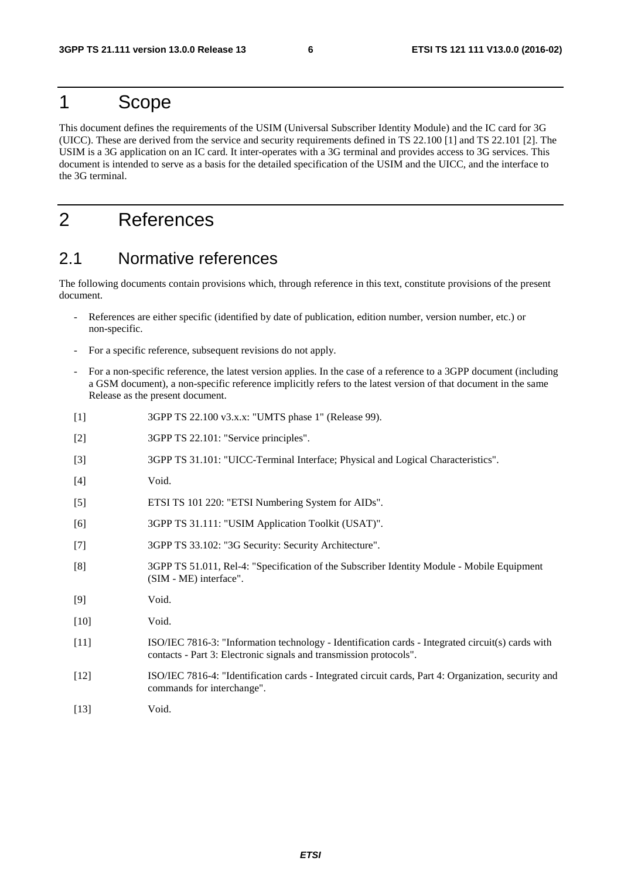# 1 Scope

This document defines the requirements of the USIM (Universal Subscriber Identity Module) and the IC card for 3G (UICC). These are derived from the service and security requirements defined in TS 22.100 [1] and TS 22.101 [2]. The USIM is a 3G application on an IC card. It inter-operates with a 3G terminal and provides access to 3G services. This document is intended to serve as a basis for the detailed specification of the USIM and the UICC, and the interface to the 3G terminal.

# 2 References

## 2.1 Normative references

The following documents contain provisions which, through reference in this text, constitute provisions of the present document.

- References are either specific (identified by date of publication, edition number, version number, etc.) or non-specific.
- For a specific reference, subsequent revisions do not apply.
- For a non-specific reference, the latest version applies. In the case of a reference to a 3GPP document (including a GSM document), a non-specific reference implicitly refers to the latest version of that document in the same Release as the present document.

[1] 3GPP TS 22.100 v3.x.x: "UMTS phase 1" (Release 99).

[2] 3GPP TS 22.101: "Service principles".

[3] 3GPP TS 31.101: "UICC-Terminal Interface; Physical and Logical Characteristics".

[4] Void.

[5] ETSI TS 101 220: "ETSI Numbering System for AIDs".

[6] 3GPP TS 31.111: "USIM Application Toolkit (USAT)".

[7] 3GPP TS 33.102: "3G Security: Security Architecture".

[8] 3GPP TS 51.011, Rel-4: "Specification of the Subscriber Identity Module - Mobile Equipment (SIM - ME) interface".

[9] Void.

[10] Void.

[11] ISO/IEC 7816-3: "Information technology - Identification cards - Integrated circuit(s) cards with contacts - Part 3: Electronic signals and transmission protocols".

[12] ISO/IEC 7816-4: "Identification cards - Integrated circuit cards, Part 4: Organization, security and commands for interchange".

[13] Void.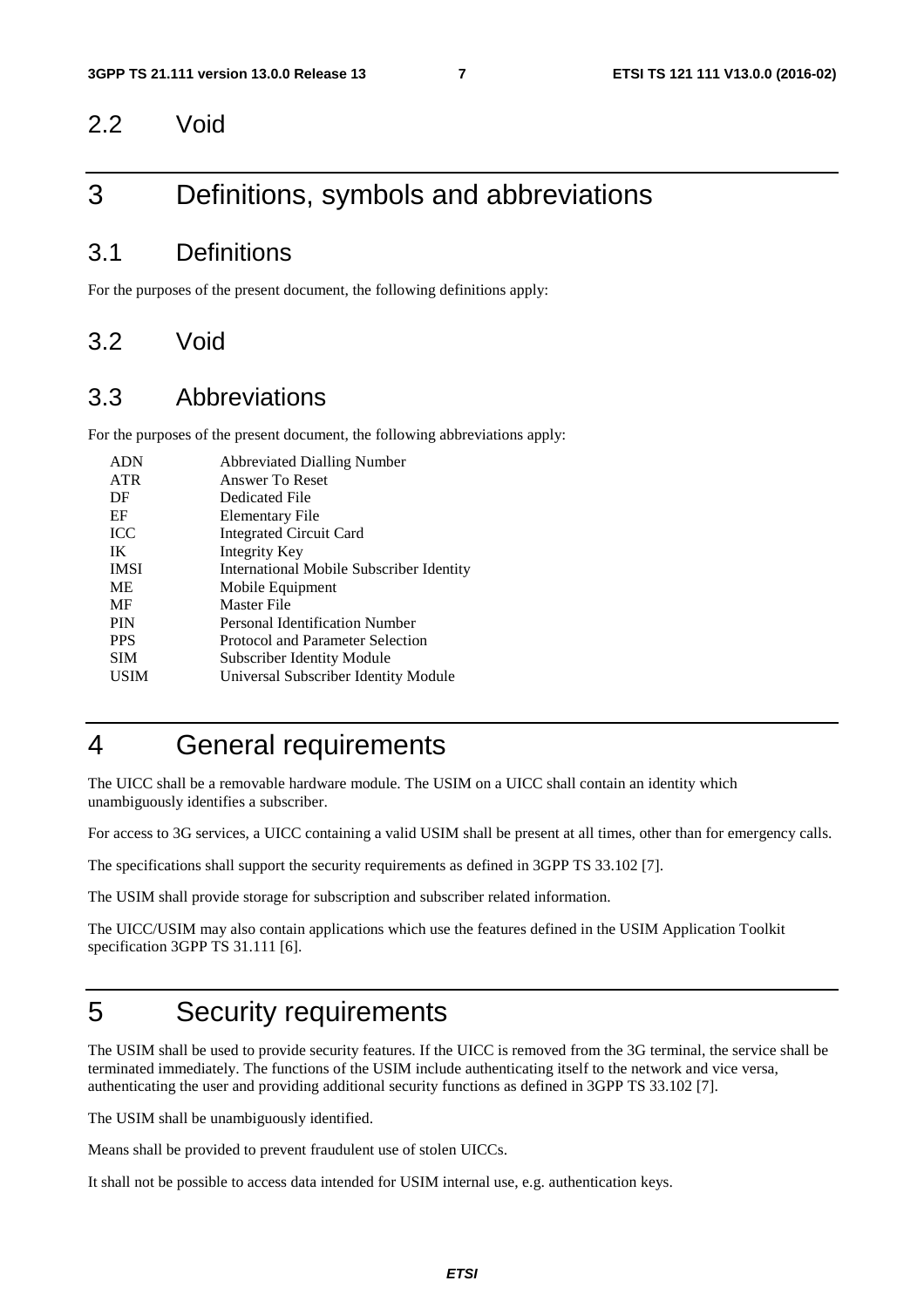## 2.2 Void

# 3 Definitions, symbols and abbreviations

## 3.1 Definitions

For the purposes of the present document, the following definitions apply:

## 3.2 Void

## 3.3 Abbreviations

For the purposes of the present document, the following abbreviations apply:

| | |
|---|---|
| ADN | Abbreviated Dialling Number |
| ATR | Answer To Reset |
| DF | Dedicated File |
| EF | Elementary File |
| ICC | Integrated Circuit Card |
| IK | Integrity Key |
| IMSI | International Mobile Subscriber Identity |
| ME | Mobile Equipment |
| MF | Master File |
| PIN | Personal Identification Number |
| PPS | Protocol and Parameter Selection |
| SIM | Subscriber Identity Module |
| USIM | Universal Subscriber Identity Module |

# 4 General requirements

The UICC shall be a removable hardware module. The USIM on a UICC shall contain an identity which unambiguously identifies a subscriber.

For access to 3G services, a UICC containing a valid USIM shall be present at all times, other than for emergency calls.

The specifications shall support the security requirements as defined in 3GPP TS 33.102 [7].

The USIM shall provide storage for subscription and subscriber related information.

The UICC/USIM may also contain applications which use the features defined in the USIM Application Toolkit specification 3GPP TS 31.111 [6].

# 5 Security requirements

The USIM shall be used to provide security features. If the UICC is removed from the 3G terminal, the service shall be terminated immediately. The functions of the USIM include authenticating itself to the network and vice versa, authenticating the user and providing additional security functions as defined in 3GPP TS 33.102 [7].

The USIM shall be unambiguously identified.

Means shall be provided to prevent fraudulent use of stolen UICCs.

It shall not be possible to access data intended for USIM internal use, e.g. authentication keys.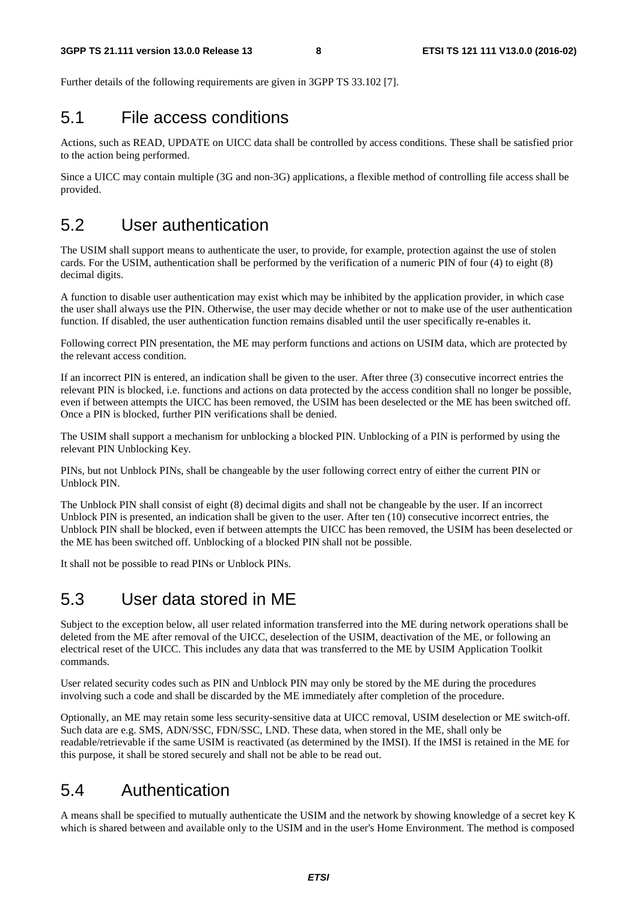Further details of the following requirements are given in 3GPP TS 33.102 [7].

## 5.1 File access conditions

Actions, such as READ, UPDATE on UICC data shall be controlled by access conditions. These shall be satisfied prior to the action being performed.

Since a UICC may contain multiple (3G and non-3G) applications, a flexible method of controlling file access shall be provided.

## 5.2 User authentication

The USIM shall support means to authenticate the user, to provide, for example, protection against the use of stolen cards. For the USIM, authentication shall be performed by the verification of a numeric PIN of four (4) to eight (8) decimal digits.

A function to disable user authentication may exist which may be inhibited by the application provider, in which case the user shall always use the PIN. Otherwise, the user may decide whether or not to make use of the user authentication function. If disabled, the user authentication function remains disabled until the user specifically re-enables it.

Following correct PIN presentation, the ME may perform functions and actions on USIM data, which are protected by the relevant access condition.

If an incorrect PIN is entered, an indication shall be given to the user. After three (3) consecutive incorrect entries the relevant PIN is blocked, i.e. functions and actions on data protected by the access condition shall no longer be possible, even if between attempts the UICC has been removed, the USIM has been deselected or the ME has been switched off. Once a PIN is blocked, further PIN verifications shall be denied.

The USIM shall support a mechanism for unblocking a blocked PIN. Unblocking of a PIN is performed by using the relevant PIN Unblocking Key.

PINs, but not Unblock PINs, shall be changeable by the user following correct entry of either the current PIN or Unblock PIN.

The Unblock PIN shall consist of eight (8) decimal digits and shall not be changeable by the user. If an incorrect Unblock PIN is presented, an indication shall be given to the user. After ten (10) consecutive incorrect entries, the Unblock PIN shall be blocked, even if between attempts the UICC has been removed, the USIM has been deselected or the ME has been switched off. Unblocking of a blocked PIN shall not be possible.

It shall not be possible to read PINs or Unblock PINs.

## 5.3 User data stored in ME

Subject to the exception below, all user related information transferred into the ME during network operations shall be deleted from the ME after removal of the UICC, deselection of the USIM, deactivation of the ME, or following an electrical reset of the UICC. This includes any data that was transferred to the ME by USIM Application Toolkit commands.

User related security codes such as PIN and Unblock PIN may only be stored by the ME during the procedures involving such a code and shall be discarded by the ME immediately after completion of the procedure.

Optionally, an ME may retain some less security-sensitive data at UICC removal, USIM deselection or ME switch-off. Such data are e.g. SMS, ADN/SSC, FDN/SSC, LND. These data, when stored in the ME, shall only be readable/retrievable if the same USIM is reactivated (as determined by the IMSI). If the IMSI is retained in the ME for this purpose, it shall be stored securely and shall not be able to be read out.

## 5.4 Authentication

A means shall be specified to mutually authenticate the USIM and the network by showing knowledge of a secret key K which is shared between and available only to the USIM and in the user's Home Environment. The method is composed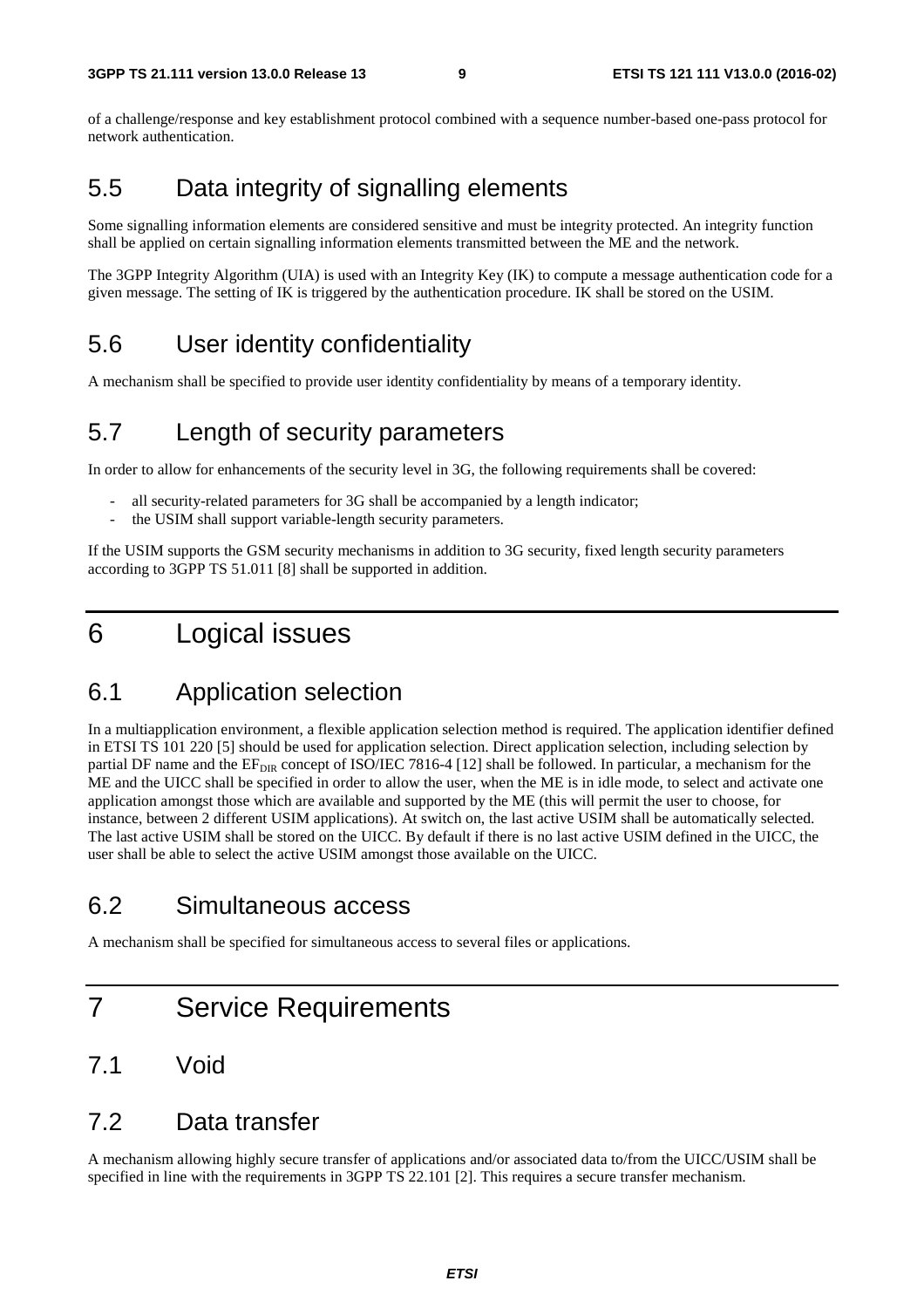of a challenge/response and key establishment protocol combined with a sequence number-based one-pass protocol for network authentication.

## 5.5 Data integrity of signalling elements

Some signalling information elements are considered sensitive and must be integrity protected. An integrity function shall be applied on certain signalling information elements transmitted between the ME and the network.

The 3GPP Integrity Algorithm (UIA) is used with an Integrity Key (IK) to compute a message authentication code for a given message. The setting of IK is triggered by the authentication procedure. IK shall be stored on the USIM.

## 5.6 User identity confidentiality

A mechanism shall be specified to provide user identity confidentiality by means of a temporary identity.

## 5.7 Length of security parameters

In order to allow for enhancements of the security level in 3G, the following requirements shall be covered:

- all security-related parameters for 3G shall be accompanied by a length indicator;
- the USIM shall support variable-length security parameters.

If the USIM supports the GSM security mechanisms in addition to 3G security, fixed length security parameters according to 3GPP TS 51.011 [8] shall be supported in addition.

# 6 Logical issues

## 6.1 Application selection

In a multiapplication environment, a flexible application selection method is required. The application identifier defined in ETSI TS 101 220 [5] should be used for application selection. Direct application selection, including selection by partial DF name and the $EF_{DIR}$ concept of ISO/IEC 7816-4 [12] shall be followed. In particular, a mechanism for the ME and the UICC shall be specified in order to allow the user, when the ME is in idle mode, to select and activate one application amongst those which are available and supported by the ME (this will permit the user to choose, for instance, between 2 different USIM applications). At switch on, the last active USIM shall be automatically selected. The last active USIM shall be stored on the UICC. By default if there is no last active USIM defined in the UICC, the user shall be able to select the active USIM amongst those available on the UICC.

## 6.2 Simultaneous access

A mechanism shall be specified for simultaneous access to several files or applications.

# 7 Service Requirements

## 7.1 Void

## 7.2 Data transfer

A mechanism allowing highly secure transfer of applications and/or associated data to/from the UICC/USIM shall be specified in line with the requirements in 3GPP TS 22.101 [2]. This requires a secure transfer mechanism.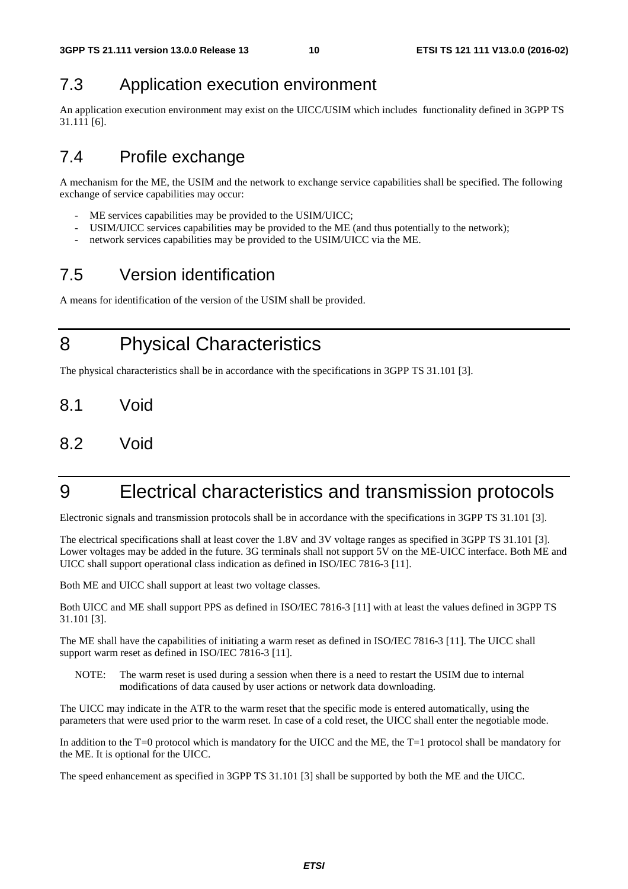## 7.3 Application execution environment

An application execution environment may exist on the UICC/USIM which includes functionality defined in 3GPP TS 31.111 [6].

## 7.4 Profile exchange

A mechanism for the ME, the USIM and the network to exchange service capabilities shall be specified. The following exchange of service capabilities may occur:

- ME services capabilities may be provided to the USIM/UICC;
- USIM/UICC services capabilities may be provided to the ME (and thus potentially to the network);
- network services capabilities may be provided to the USIM/UICC via the ME.

## 7.5 Version identification

A means for identification of the version of the USIM shall be provided.

# 8 Physical Characteristics

The physical characteristics shall be in accordance with the specifications in 3GPP TS 31.101 [3].

## 8.1 Void

## 8.2 Void

# 9 Electrical characteristics and transmission protocols

Electronic signals and transmission protocols shall be in accordance with the specifications in 3GPP TS 31.101 [3].

The electrical specifications shall at least cover the 1.8V and 3V voltage ranges as specified in 3GPP TS 31.101 [3]. Lower voltages may be added in the future. 3G terminals shall not support 5V on the ME-UICC interface. Both ME and UICC shall support operational class indication as defined in ISO/IEC 7816-3 [11].

Both ME and UICC shall support at least two voltage classes.

Both UICC and ME shall support PPS as defined in ISO/IEC 7816-3 [11] with at least the values defined in 3GPP TS 31.101 [3].

The ME shall have the capabilities of initiating a warm reset as defined in ISO/IEC 7816-3 [11]. The UICC shall support warm reset as defined in ISO/IEC 7816-3 [11].

NOTE: The warm reset is used during a session when there is a need to restart the USIM due to internal modifications of data caused by user actions or network data downloading.

The UICC may indicate in the ATR to the warm reset that the specific mode is entered automatically, using the parameters that were used prior to the warm reset. In case of a cold reset, the UICC shall enter the negotiable mode.

In addition to the T=0 protocol which is mandatory for the UICC and the ME, the T=1 protocol shall be mandatory for the ME. It is optional for the UICC.

The speed enhancement as specified in 3GPP TS 31.101 [3] shall be supported by both the ME and the UICC.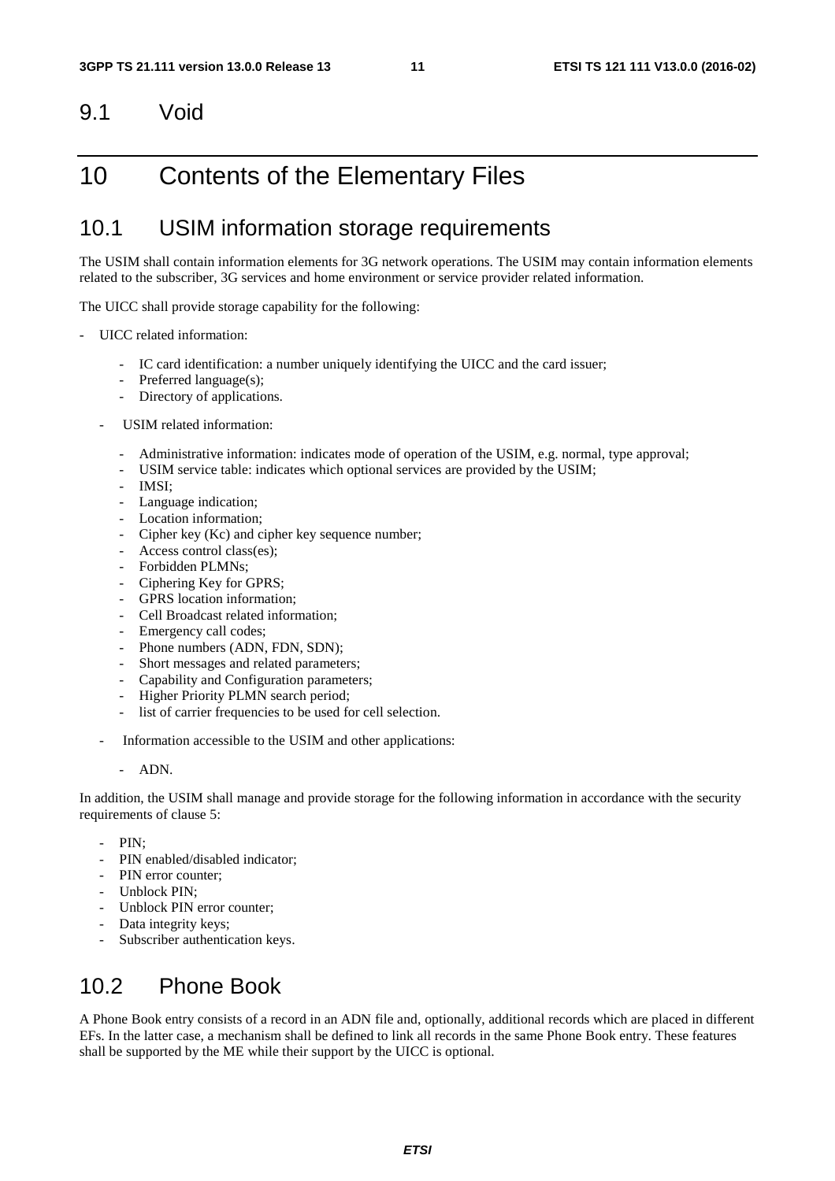## 9.1 Void

# 10 Contents of the Elementary Files

## 10.1 USIM information storage requirements

The USIM shall contain information elements for 3G network operations. The USIM may contain information elements related to the subscriber, 3G services and home environment or service provider related information.

The UICC shall provide storage capability for the following:

- UICC related information:
    - IC card identification: a number uniquely identifying the UICC and the card issuer;
    - Preferred language(s);
    - Directory of applications.
- USIM related information:
    - Administrative information: indicates mode of operation of the USIM, e.g. normal, type approval;
    - USIM service table: indicates which optional services are provided by the USIM;
    - IMSI;
    - Language indication;
    - Location information;
    - Cipher key (Kc) and cipher key sequence number;
    - Access control class(es);
    - Forbidden PLMNs;
    - Ciphering Key for GPRS;
    - GPRS location information;
    - Cell Broadcast related information;
    - Emergency call codes;
    - Phone numbers (ADN, FDN, SDN);
    - Short messages and related parameters;
    - Capability and Configuration parameters;
    - Higher Priority PLMN search period;
    - list of carrier frequencies to be used for cell selection.
- Information accessible to the USIM and other applications:
    - ADN.

In addition, the USIM shall manage and provide storage for the following information in accordance with the security requirements of clause 5:

- PIN;
- PIN enabled/disabled indicator;
- PIN error counter;
- Unblock PIN;
- Unblock PIN error counter;
- Data integrity keys;
- Subscriber authentication keys.

## 10.2 Phone Book

A Phone Book entry consists of a record in an ADN file and, optionally, additional records which are placed in different EFs. In the latter case, a mechanism shall be defined to link all records in the same Phone Book entry. These features shall be supported by the ME while their support by the UICC is optional.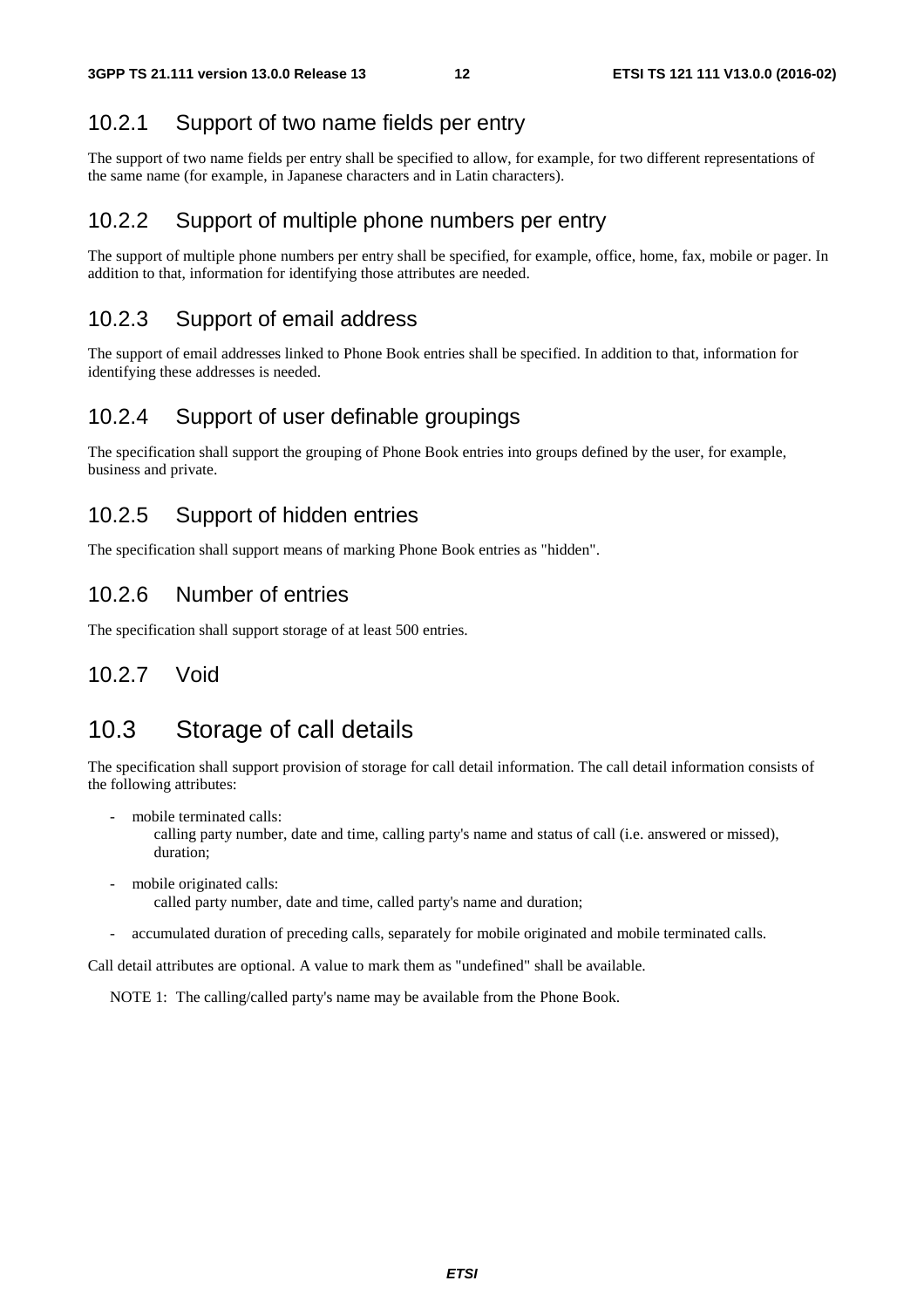### 10.2.1 Support of two name fields per entry

The support of two name fields per entry shall be specified to allow, for example, for two different representations of the same name (for example, in Japanese characters and in Latin characters).

### 10.2.2 Support of multiple phone numbers per entry

The support of multiple phone numbers per entry shall be specified, for example, office, home, fax, mobile or pager. In addition to that, information for identifying those attributes are needed.

### 10.2.3 Support of email address

The support of email addresses linked to Phone Book entries shall be specified. In addition to that, information for identifying these addresses is needed.

### 10.2.4 Support of user definable groupings

The specification shall support the grouping of Phone Book entries into groups defined by the user, for example, business and private.

### 10.2.5 Support of hidden entries

The specification shall support means of marking Phone Book entries as "hidden".

### 10.2.6 Number of entries

The specification shall support storage of at least 500 entries.

### 10.2.7 Void

## 10.3 Storage of call details

The specification shall support provision of storage for call detail information. The call detail information consists of the following attributes:

- mobile terminated calls:
  calling party number, date and time, calling party's name and status of call (i.e. answered or missed), duration;
- mobile originated calls:
  called party number, date and time, called party's name and duration;
- accumulated duration of preceding calls, separately for mobile originated and mobile terminated calls.

Call detail attributes are optional. A value to mark them as "undefined" shall be available.

NOTE 1: The calling/called party's name may be available from the Phone Book.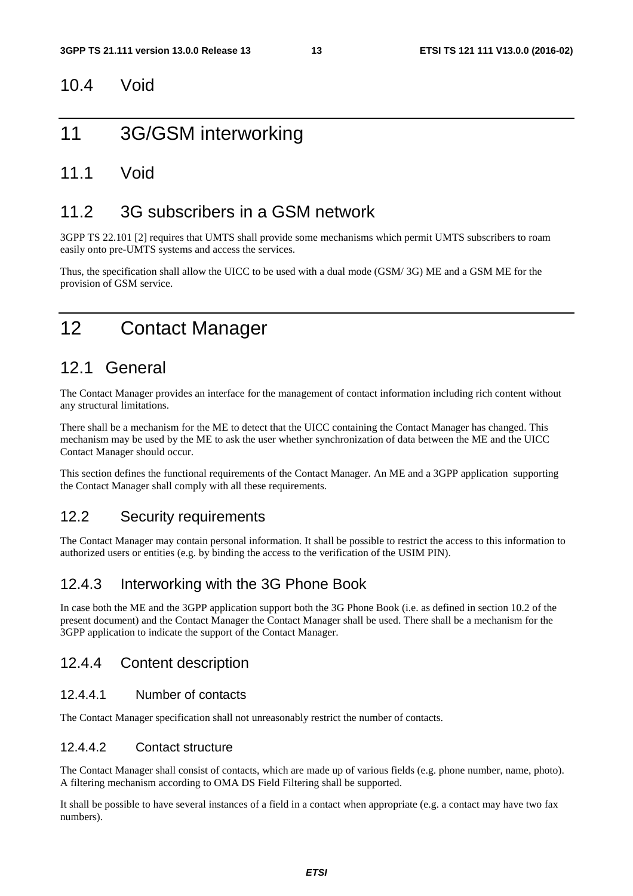## 10.4 Void

# 11 3G/GSM interworking

## 11.1 Void

## 11.2 3G subscribers in a GSM network

3GPP TS 22.101 [2] requires that UMTS shall provide some mechanisms which permit UMTS subscribers to roam easily onto pre-UMTS systems and access the services.

Thus, the specification shall allow the UICC to be used with a dual mode (GSM/ 3G) ME and a GSM ME for the provision of GSM service.

# 12 Contact Manager

## 12.1 General

The Contact Manager provides an interface for the management of contact information including rich content without any structural limitations.

There shall be a mechanism for the ME to detect that the UICC containing the Contact Manager has changed. This mechanism may be used by the ME to ask the user whether synchronization of data between the ME and the UICC Contact Manager should occur.

This section defines the functional requirements of the Contact Manager. An ME and a 3GPP application supporting the Contact Manager shall comply with all these requirements.

## 12.2 Security requirements

The Contact Manager may contain personal information. It shall be possible to restrict the access to this information to authorized users or entities (e.g. by binding the access to the verification of the USIM PIN).

## 12.4.3 Interworking with the 3G Phone Book

In case both the ME and the 3GPP application support both the 3G Phone Book (i.e. as defined in section 10.2 of the present document) and the Contact Manager the Contact Manager shall be used. There shall be a mechanism for the 3GPP application to indicate the support of the Contact Manager.

## 12.4.4 Content description

### 12.4.4.1 Number of contacts

The Contact Manager specification shall not unreasonably restrict the number of contacts.

### 12.4.4.2 Contact structure

The Contact Manager shall consist of contacts, which are made up of various fields (e.g. phone number, name, photo). A filtering mechanism according to OMA DS Field Filtering shall be supported.

It shall be possible to have several instances of a field in a contact when appropriate (e.g. a contact may have two fax numbers).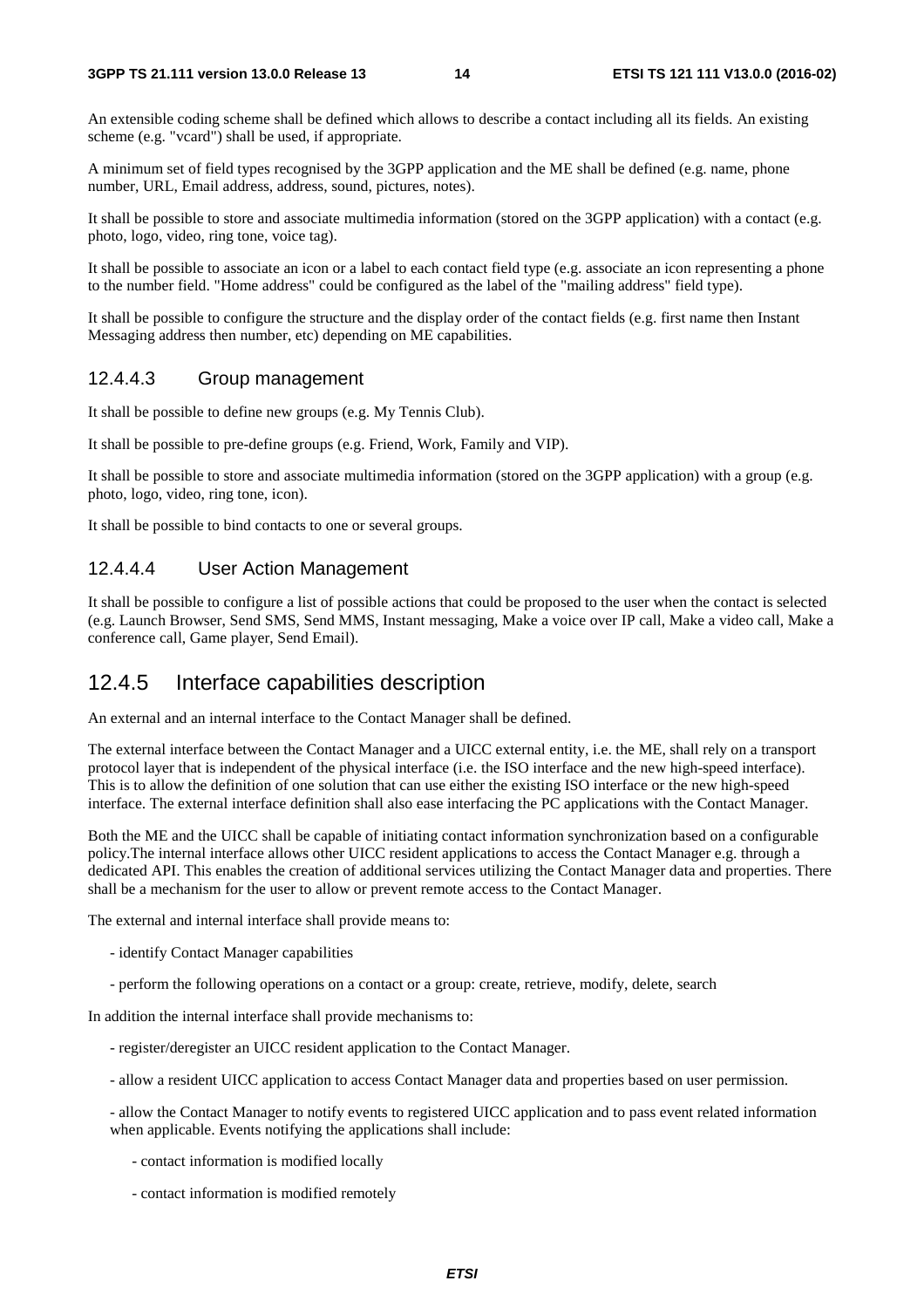An extensible coding scheme shall be defined which allows to describe a contact including all its fields. An existing scheme (e.g. "vcard") shall be used, if appropriate.

A minimum set of field types recognised by the 3GPP application and the ME shall be defined (e.g. name, phone number, URL, Email address, address, sound, pictures, notes).

It shall be possible to store and associate multimedia information (stored on the 3GPP application) with a contact (e.g. photo, logo, video, ring tone, voice tag).

It shall be possible to associate an icon or a label to each contact field type (e.g. associate an icon representing a phone to the number field. "Home address" could be configured as the label of the "mailing address" field type).

It shall be possible to configure the structure and the display order of the contact fields (e.g. first name then Instant Messaging address then number, etc) depending on ME capabilities.

#### 12.4.4.3 Group management

It shall be possible to define new groups (e.g. My Tennis Club).

It shall be possible to pre-define groups (e.g. Friend, Work, Family and VIP).

It shall be possible to store and associate multimedia information (stored on the 3GPP application) with a group (e.g. photo, logo, video, ring tone, icon).

It shall be possible to bind contacts to one or several groups.

#### 12.4.4.4 User Action Management

It shall be possible to configure a list of possible actions that could be proposed to the user when the contact is selected (e.g. Launch Browser, Send SMS, Send MMS, Instant messaging, Make a voice over IP call, Make a video call, Make a conference call, Game player, Send Email).

### 12.4.5 Interface capabilities description

An external and an internal interface to the Contact Manager shall be defined.

The external interface between the Contact Manager and a UICC external entity, i.e. the ME, shall rely on a transport protocol layer that is independent of the physical interface (i.e. the ISO interface and the new high-speed interface). This is to allow the definition of one solution that can use either the existing ISO interface or the new high-speed interface. The external interface definition shall also ease interfacing the PC applications with the Contact Manager.

Both the ME and the UICC shall be capable of initiating contact information synchronization based on a configurable policy.The internal interface allows other UICC resident applications to access the Contact Manager e.g. through a dedicated API. This enables the creation of additional services utilizing the Contact Manager data and properties. There shall be a mechanism for the user to allow or prevent remote access to the Contact Manager.

The external and internal interface shall provide means to:

- identify Contact Manager capabilities
- perform the following operations on a contact or a group: create, retrieve, modify, delete, search

In addition the internal interface shall provide mechanisms to:

- register/deregister an UICC resident application to the Contact Manager.
- allow a resident UICC application to access Contact Manager data and properties based on user permission.
- allow the Contact Manager to notify events to registered UICC application and to pass event related information when applicable. Events notifying the applications shall include:
    - contact information is modified locally
    - contact information is modified remotely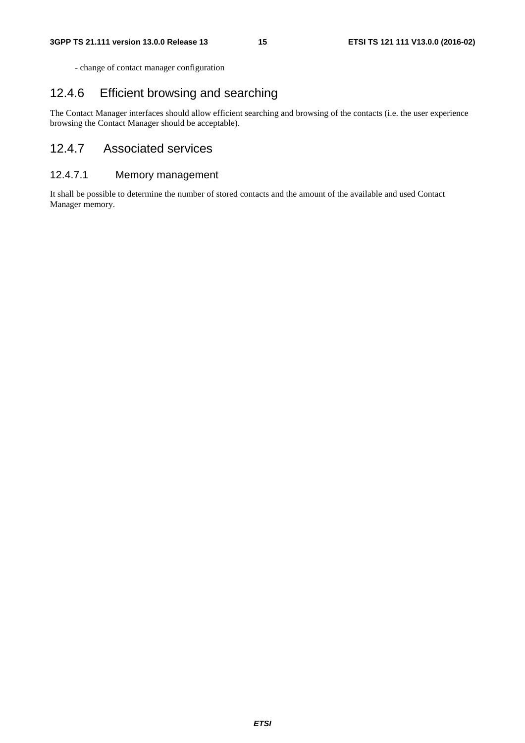- change of contact manager configuration

## 12.4.6 Efficient browsing and searching

The Contact Manager interfaces should allow efficient searching and browsing of the contacts (i.e. the user experience browsing the Contact Manager should be acceptable).

## 12.4.7 Associated services

### 12.4.7.1 Memory management

It shall be possible to determine the number of stored contacts and the amount of the available and used Contact Manager memory.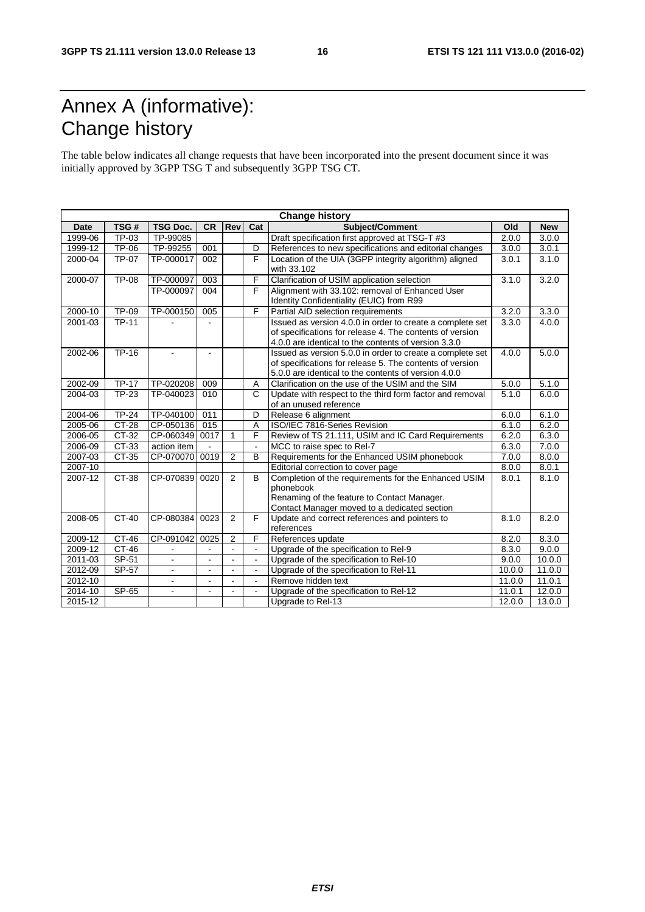# Annex A (informative): Change history

The table below indicates all change requests that have been incorporated into the present document since it was initially approved by 3GPP TSG T and subsequently 3GPP TSG CT.

| Change history | | | | | | | | |
|---|---|---|---|---|---|---|---|---|
| **Date** | **TSG #** | **TSG Doc.** | **CR** | **Rev** | **Cat** | **Subject/Comment** | **Old** | **New** |
| 1999-06 | TP-03 | TP-99085 | | | | Draft specification first approved at TSG-T #3 | 2.0.0 | 3.0.0 |
| 1999-12 | TP-06 | TP-99255 | 001 | | D | References to new specifications and editorial changes | 3.0.0 | 3.0.1 |
| 2000-04 | TP-07 | TP-000017 | 002 | | F | Location of the UIA (3GPP integrity algorithm) aligned with 33.102 | 3.0.1 | 3.1.0 |
| 2000-07 | TP-08 | TP-000097 | 003 | | F | Clarification of USIM application selection | 3.1.0 | 3.2.0 |
| | | TP-000097 | 004 | | F | Alignment with 33.102: removal of Enhanced User Identity Confidentiality (EUIC) from R99 | | |
| 2000-10 | TP-09 | TP-000150 | 005 | | F | Partial AID selection requirements | 3.2.0 | 3.3.0 |
| 2001-03 | TP-11 | - | - | | | Issued as version 4.0.0 in order to create a complete set of specifications for release 4. The contents of version 4.0.0 are identical to the contents of version 3.3.0 | 3.3.0 | 4.0.0 |
| 2002-06 | TP-16 | - | - | | | Issued as version 5.0.0 in order to create a complete set of specifications for release 5. The contents of version 5.0.0 are identical to the contents of version 4.0.0 | 4.0.0 | 5.0.0 |
| 2002-09 | TP-17 | TP-020208 | 009 | | A | Clarification on the use of the USIM and the SIM | 5.0.0 | 5.1.0 |
| 2004-03 | TP-23 | TP-040023 | 010 | | C | Update with respect to the third form factor and removal of an unused reference | 5.1.0 | 6.0.0 |
| 2004-06 | TP-24 | TP-040100 | 011 | | D | Release 6 alignment | 6.0.0 | 6.1.0 |
| 2005-06 | CT-28 | CP-050136 | 015 | | A | ISO/IEC 7816-Series Revision | 6.1.0 | 6.2.0 |
| 2006-05 | CT-32 | CP-060349 | 0017 | 1 | F | Review of TS 21.111, USIM and IC Card Requirements | 6.2.0 | 6.3.0 |
| 2006-09 | CT-33 | action item | - | | - | MCC to raise spec to Rel-7 | 6.3.0 | 7.0.0 |
| 2007-03 | CT-35 | CP-070070 | 0019 | 2 | B | Requirements for the Enhanced USIM phonebook | 7.0.0 | 8.0.0 |
| 2007-10 | | | | | | Editorial correction to cover page | 8.0.0 | 8.0.1 |
| 2007-12 | CT-38 | CP-070839 | 0020 | 2 | B | Completion of the requirements for the Enhanced USIM phonebook<br>Renaming of the feature to Contact Manager.<br>Contact Manager moved to a dedicated section | 8.0.1 | 8.1.0 |
| 2008-05 | CT-40 | CP-080384 | 0023 | 2 | F | Update and correct references and pointers to references | 8.1.0 | 8.2.0 |
| 2009-12 | CT-46 | CP-091042 | 0025 | 2 | F | References update | 8.2.0 | 8.3.0 |
| 2009-12 | CT-46 | - | - | - | - | Upgrade of the specification to Rel-9 | 8.3.0 | 9.0.0 |
| 2011-03 | SP-51 | - | - | - | - | Upgrade of the specification to Rel-10 | 9.0.0 | 10.0.0 |
| 2012-09 | SP-57 | - | - | - | - | Upgrade of the specification to Rel-11 | 10.0.0 | 11.0.0 |
| 2012-10 | | - | - | - | - | Remove hidden text | 11.0.0 | 11.0.1 |
| 2014-10 | SP-65 | - | - | - | - | Upgrade of the specification to Rel-12 | 11.0.1 | 12.0.0 |
| 2015-12 | | | | | | Upgrade to Rel-13 | 12.0.0 | 13.0.0 |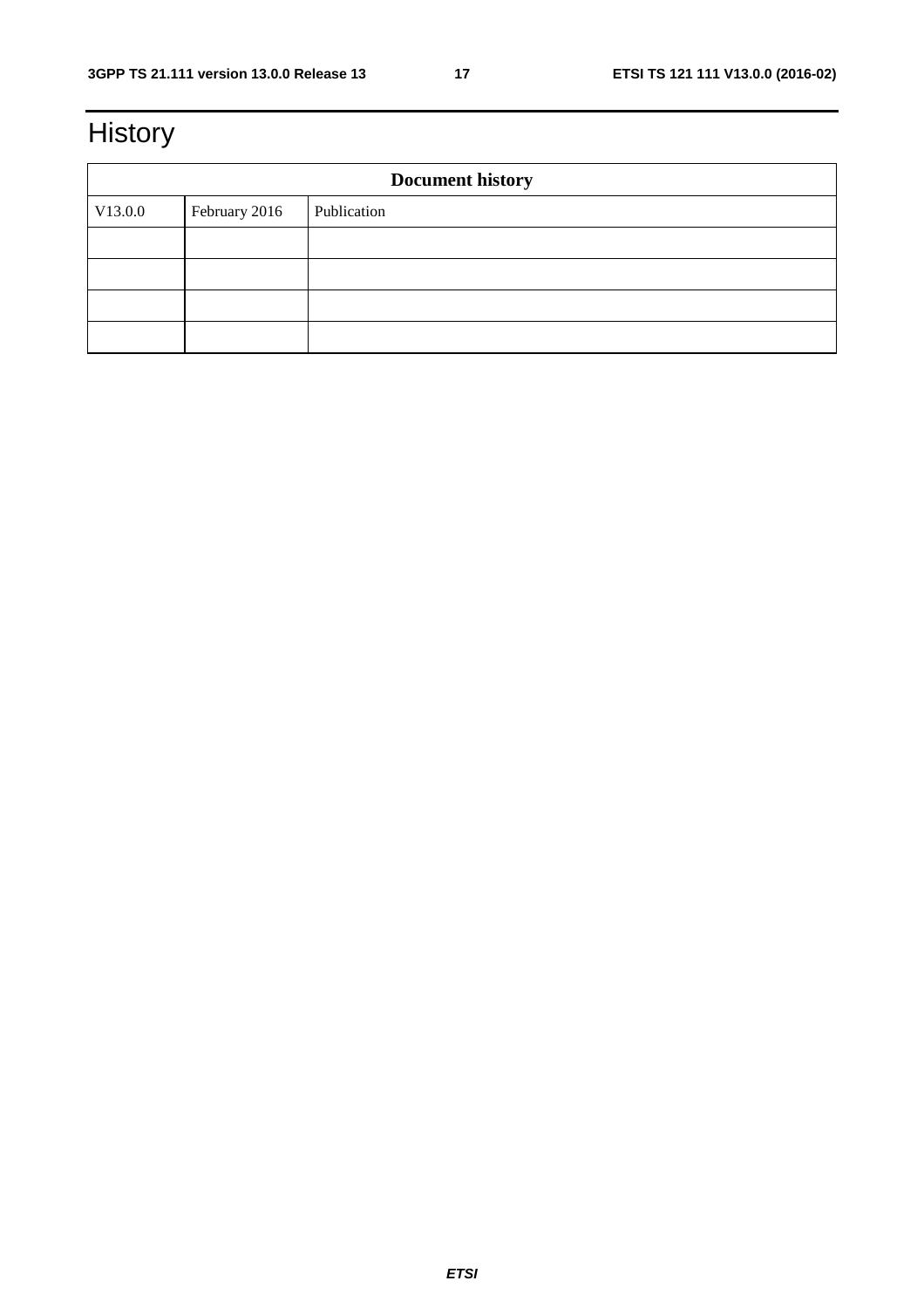# History

| Document history | | |
|---|---|---|
| V13.0.0 | February 2016 | Publication |
| | | |
| | | |
| | | |
| | | |